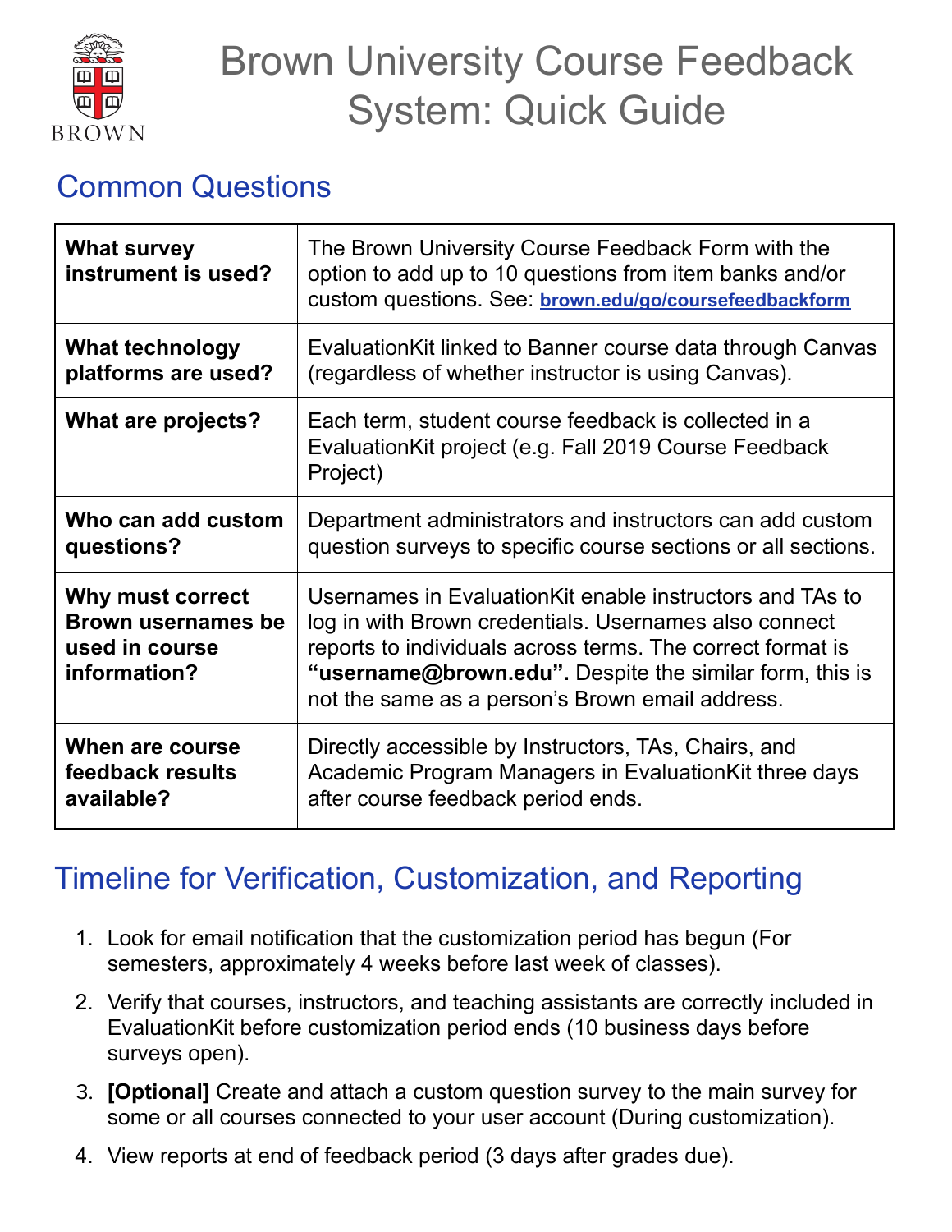# Brown University Course Feedback System: Quick Guide

## Common Questions

| | |
|---|---|
| **What survey instrument is used?** | The Brown University Course Feedback Form with the option to add up to 10 questions from item banks and/or custom questions. See: [brown.edu/go/coursefeedbackform](brown.edu/go/coursefeedbackform) |
| **What technology platforms are used?** | EvaluationKit linked to Banner course data through Canvas (regardless of whether instructor is using Canvas). |
| **What are projects?** | Each term, student course feedback is collected in a EvaluationKit project (e.g. Fall 2019 Course Feedback Project) |
| **Who can add custom questions?** | Department administrators and instructors can add custom question surveys to specific course sections or all sections. |
| **Why must correct Brown usernames be used in course information?** | Usernames in EvaluationKit enable instructors and TAs to log in with Brown credentials. Usernames also connect reports to individuals across terms. The correct format is **"username@brown.edu".** Despite the similar form, this is not the same as a person's Brown email address. |
| **When are course feedback results available?** | Directly accessible by Instructors, TAs, Chairs, and Academic Program Managers in EvaluationKit three days after course feedback period ends. |

## Timeline for Verification, Customization, and Reporting

1. Look for email notification that the customization period has begun (For semesters, approximately 4 weeks before last week of classes).
2. Verify that courses, instructors, and teaching assistants are correctly included in EvaluationKit before customization period ends (10 business days before surveys open).
3. **[Optional]** Create and attach a custom question survey to the main survey for some or all courses connected to your user account (During customization).
4. View reports at end of feedback period (3 days after grades due).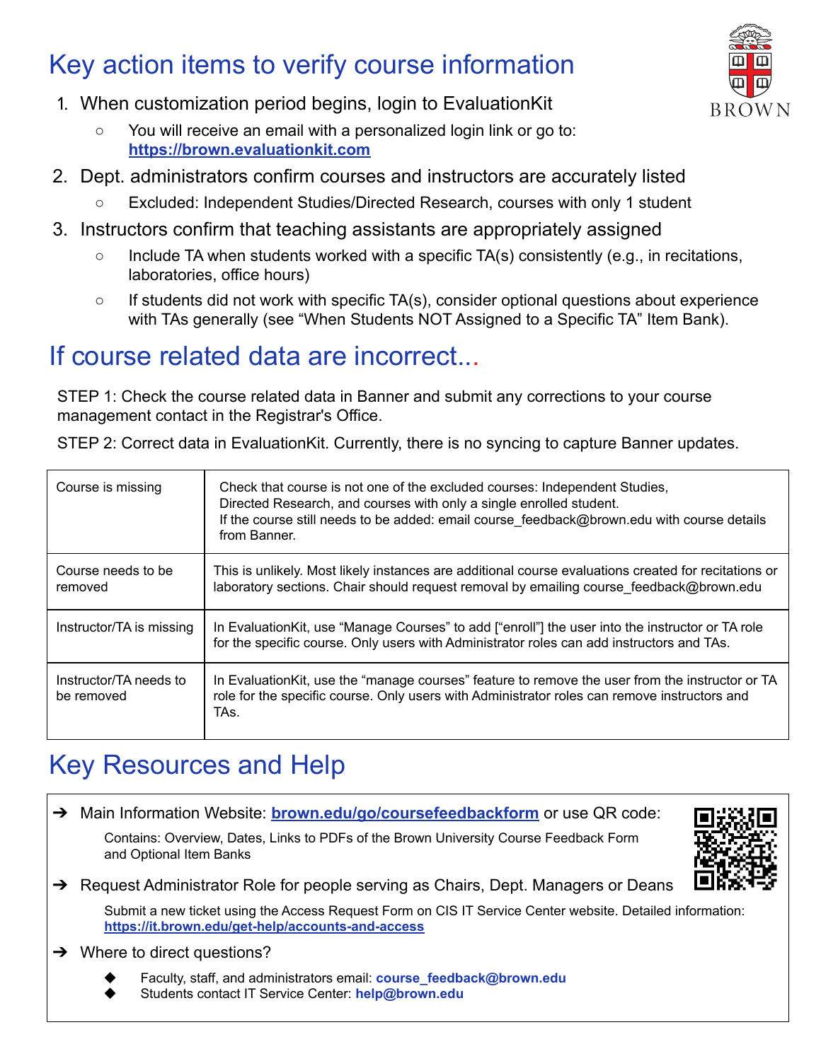# Key action items to verify course information

1. When customization period begins, login to EvaluationKit
   - You will receive an email with a personalized login link or go to: **https://brown.evaluationkit.com**
2. Dept. administrators confirm courses and instructors are accurately listed
   - Excluded: Independent Studies/Directed Research, courses with only 1 student
3. Instructors confirm that teaching assistants are appropriately assigned
   - Include TA when students worked with a specific TA(s) consistently (e.g., in recitations, laboratories, office hours)
   - If students did not work with specific TA(s), consider optional questions about experience with TAs generally (see "When Students NOT Assigned to a Specific TA" Item Bank).

# If course related data are incorrect...

STEP 1: Check the course related data in Banner and submit any corrections to your course management contact in the Registrar's Office.

STEP 2: Correct data in EvaluationKit. Currently, there is no syncing to capture Banner updates.

| | |
|---|---|
| Course is missing | Check that course is not one of the excluded courses: Independent Studies, Directed Research, and courses with only a single enrolled student. If the course still needs to be added: email course_feedback@brown.edu with course details from Banner. |
| Course needs to be removed | This is unlikely. Most likely instances are additional course evaluations created for recitations or laboratory sections. Chair should request removal by emailing course_feedback@brown.edu |
| Instructor/TA is missing | In EvaluationKit, use "Manage Courses" to add ["enroll"] the user into the instructor or TA role for the specific course. Only users with Administrator roles can add instructors and TAs. |
| Instructor/TA needs to be removed | In EvaluationKit, use the "manage courses" feature to remove the user from the instructor or TA role for the specific course. Only users with Administrator roles can remove instructors and TAs. |

# Key Resources and Help

- Main Information Website: **brown.edu/go/coursefeedbackform** or use QR code:

  Contains: Overview, Dates, Links to PDFs of the Brown University Course Feedback Form and Optional Item Banks

- Request Administrator Role for people serving as Chairs, Dept. Managers or Deans

  Submit a new ticket using the Access Request Form on CIS IT Service Center website. Detailed information: **https://it.brown.edu/get-help/accounts-and-access**

- Where to direct questions?
  - Faculty, staff, and administrators email: **course_feedback@brown.edu**
  - Students contact IT Service Center: **help@brown.edu**